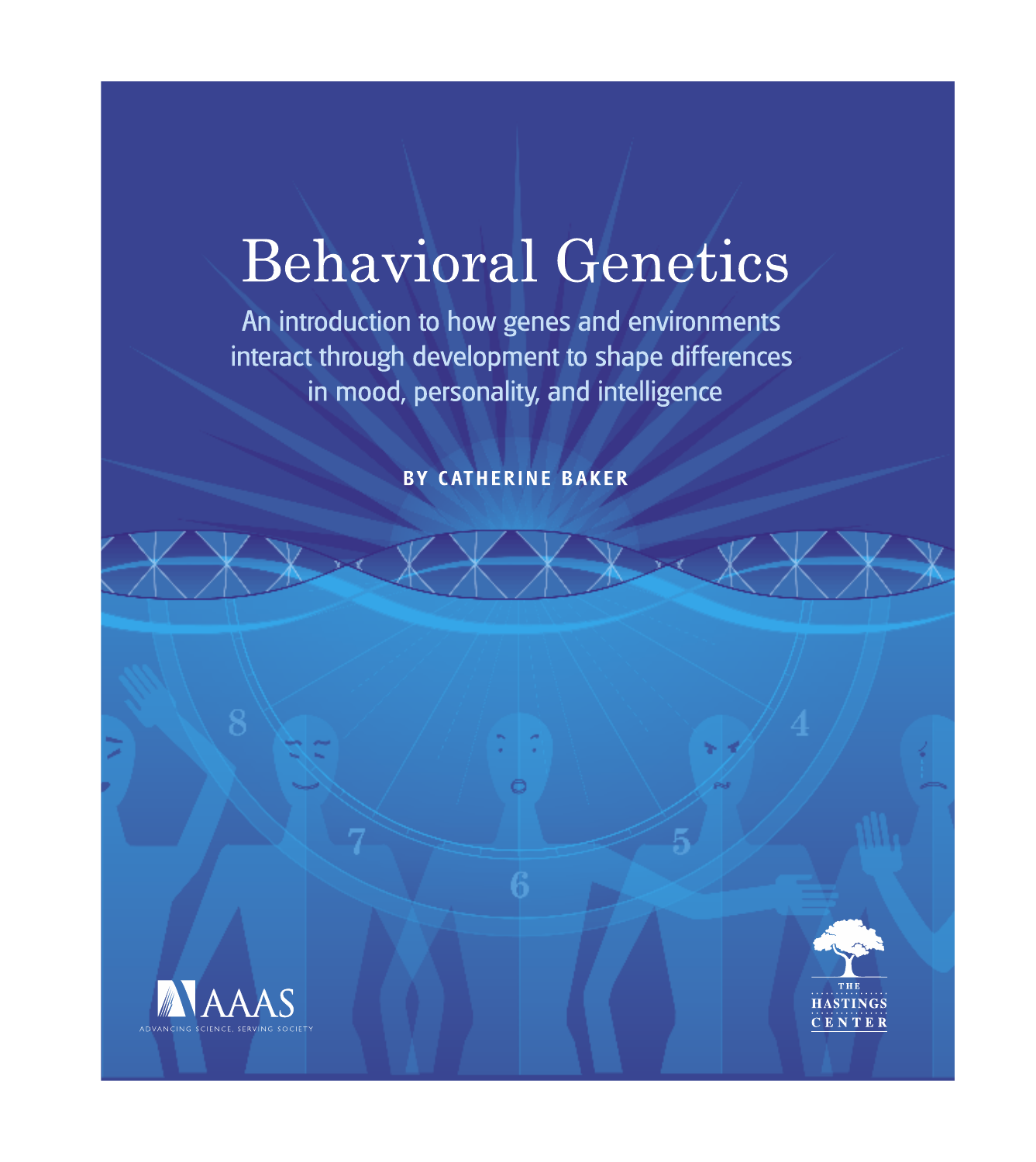# Behavioral Genetics

An introduction to how genes and environments interact through development to shape differences in mood, personality, and intelligence

**BY CATHERINE BAKER**

AAAS
ADVANCING SCIENCE, SERVING SOCIETY

THE HASTINGS CENTER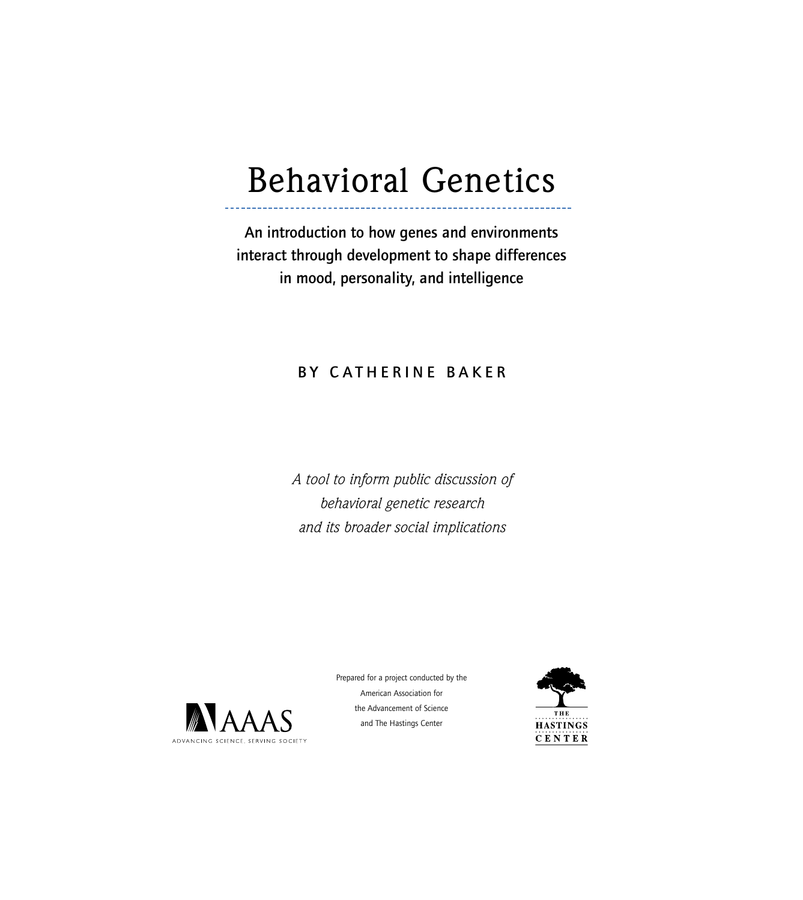# Behavioral Genetics

**An introduction to how genes and environments interact through development to shape differences in mood, personality, and intelligence**

BY CATHERINE BAKER

*A tool to inform public discussion of behavioral genetic research and its broader social implications*

AAAS
ADVANCING SCIENCE, SERVING SOCIETY

Prepared for a project conducted by the American Association for the Advancement of Science and The Hastings Center

THE HASTINGS CENTER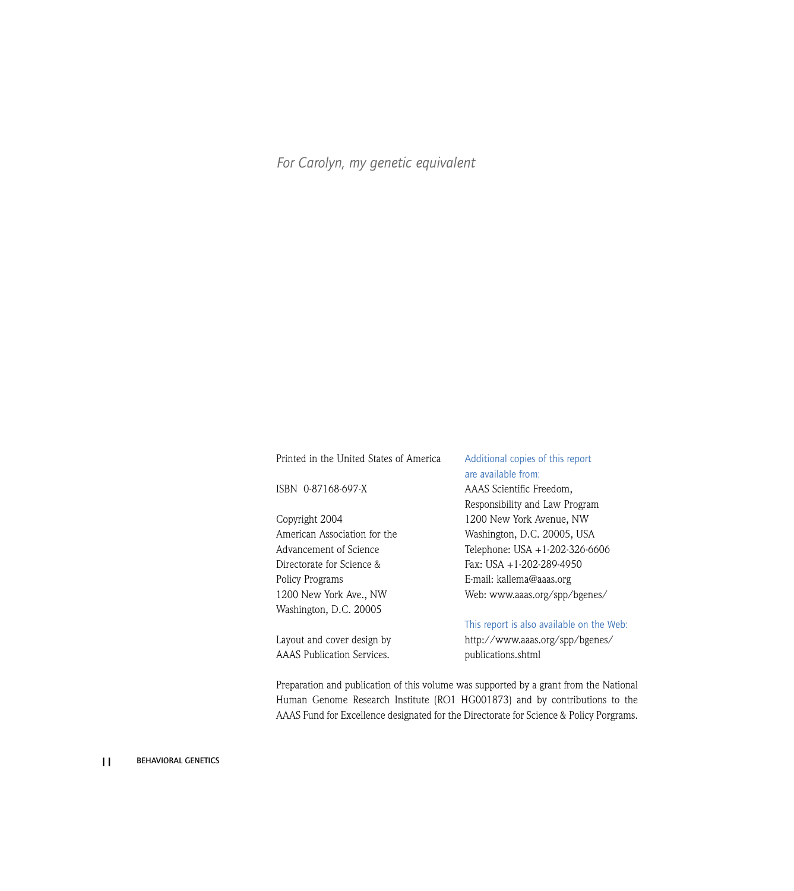*For Carolyn, my genetic equivalent*

Printed in the United States of America

ISBN 0-87168-697-X

Copyright 2004
American Association for the
Advancement of Science
Directorate for Science &
Policy Programs
1200 New York Ave., NW
Washington, D.C. 20005

Layout and cover design by
AAAS Publication Services.

Additional copies of this report
are available from:
AAAS Scientific Freedom,
Responsibility and Law Program
1200 New York Avenue, NW
Washington, D.C. 20005, USA
Telephone: USA +1-202-326-6606
Fax: USA +1-202-289-4950
E-mail: kallema@aaas.org
Web: www.aaas.org/spp/bgenes/

This report is also available on the Web:
http://www.aaas.org/spp/bgenes/
publications.shtml

Preparation and publication of this volume was supported by a grant from the National Human Genome Research Institute (RO1 HG001873) and by contributions to the AAAS Fund for Excellence designated for the Directorate for Science & Policy Porgrams.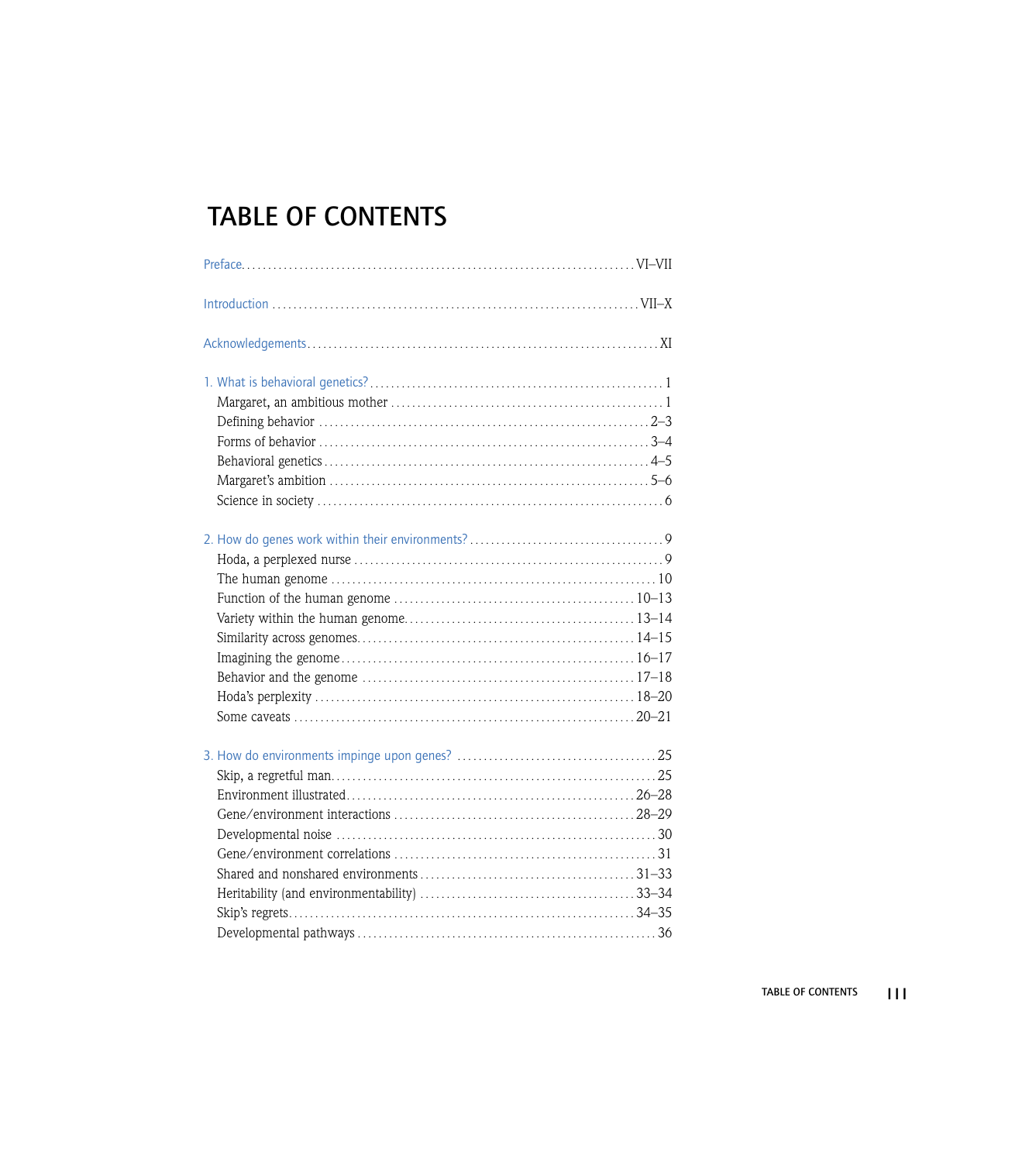# TABLE OF CONTENTS

Preface ........ VI–VII

Introduction ........ VII–X

Acknowledgements ........ XI

1. What is behavioral genetics? ........ 1
   - Margaret, an ambitious mother ........ 1
   - Defining behavior ........ 2–3
   - Forms of behavior ........ 3–4
   - Behavioral genetics ........ 4–5
   - Margaret's ambition ........ 5–6
   - Science in society ........ 6

2. How do genes work within their environments? ........ 9
   - Hoda, a perplexed nurse ........ 9
   - The human genome ........ 10
   - Function of the human genome ........ 10–13
   - Variety within the human genome ........ 13–14
   - Similarity across genomes ........ 14–15
   - Imagining the genome ........ 16–17
   - Behavior and the genome ........ 17–18
   - Hoda's perplexity ........ 18–20
   - Some caveats ........ 20–21

3. How do environments impinge upon genes? ........ 25
   - Skip, a regretful man ........ 25
   - Environment illustrated ........ 26–28
   - Gene/environment interactions ........ 28–29
   - Developmental noise ........ 30
   - Gene/environment correlations ........ 31
   - Shared and nonshared environments ........ 31–33
   - Heritability (and environmentability) ........ 33–34
   - Skip's regrets ........ 34–35
   - Developmental pathways ........ 36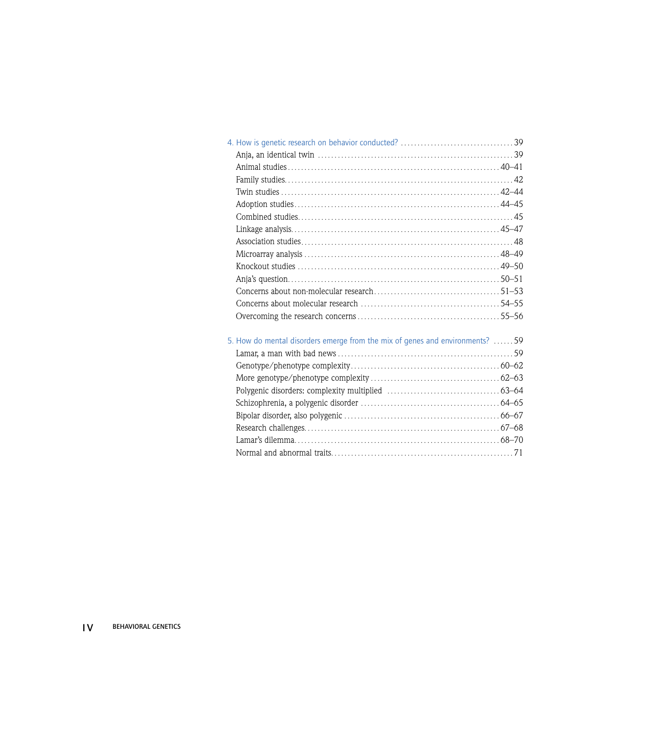4. How is genetic research on behavior conducted? ..... 39

- Anja, an identical twin ..... 39
- Animal studies ..... 40–41
- Family studies ..... 42
- Twin studies ..... 42–44
- Adoption studies ..... 44–45
- Combined studies ..... 45
- Linkage analysis ..... 45–47
- Association studies ..... 48
- Microarray analysis ..... 48–49
- Knockout studies ..... 49–50
- Anja's question ..... 50–51
- Concerns about non-molecular research ..... 51–53
- Concerns about molecular research ..... 54–55
- Overcoming the research concerns ..... 55–56

5. How do mental disorders emerge from the mix of genes and environments? ..... 59

- Lamar, a man with bad news ..... 59
- Genotype/phenotype complexity ..... 60–62
- More genotype/phenotype complexity ..... 62–63
- Polygenic disorders: complexity multiplied ..... 63–64
- Schizophrenia, a polygenic disorder ..... 64–65
- Bipolar disorder, also polygenic ..... 66–67
- Research challenges ..... 67–68
- Lamar's dilemma ..... 68–70
- Normal and abnormal traits ..... 71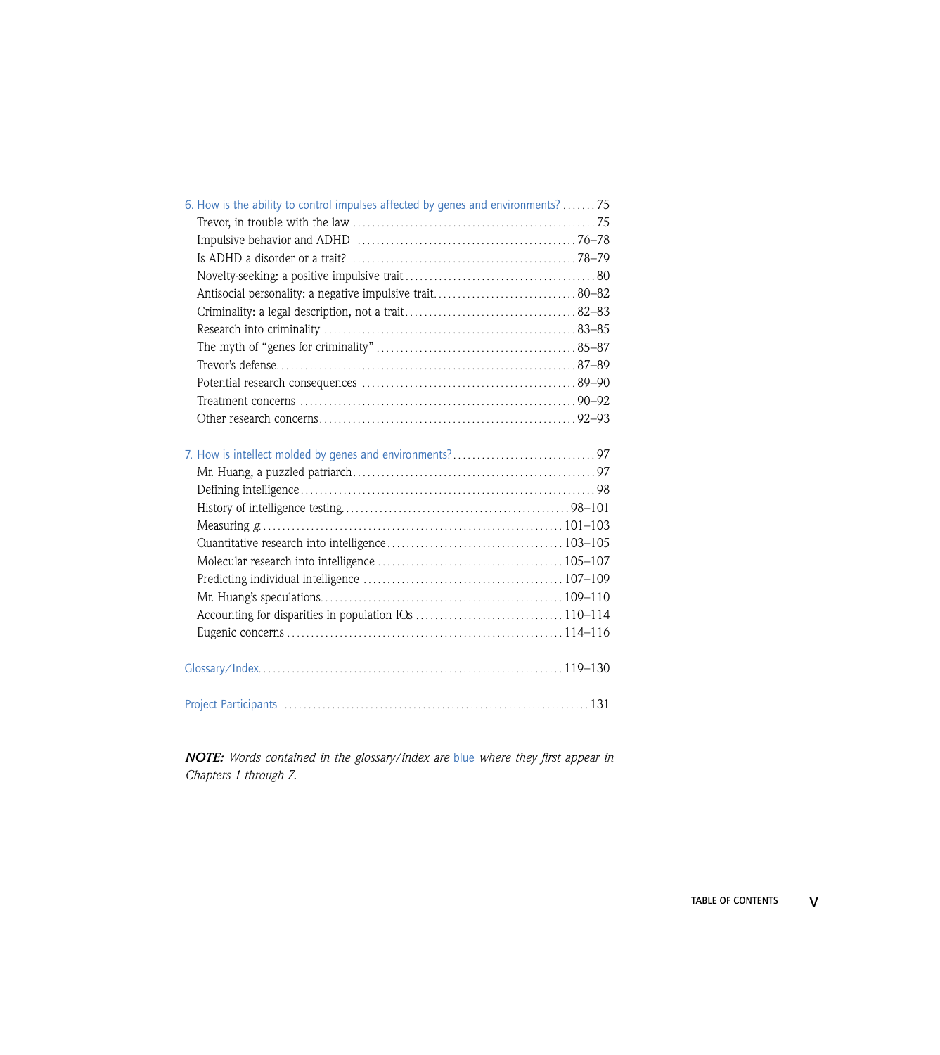6. How is the ability to control impulses affected by genes and environments? ....... 75

- Trevor, in trouble with the law ....... 75
- Impulsive behavior and ADHD ....... 76–78
- Is ADHD a disorder or a trait? ....... 78–79
- Novelty-seeking: a positive impulsive trait ....... 80
- Antisocial personality: a negative impulsive trait ....... 80–82
- Criminality: a legal description, not a trait ....... 82–83
- Research into criminality ....... 83–85
- The myth of "genes for criminality" ....... 85–87
- Trevor's defense ....... 87–89
- Potential research consequences ....... 89–90
- Treatment concerns ....... 90–92
- Other research concerns ....... 92–93

7. How is intellect molded by genes and environments? ....... 97

- Mr. Huang, a puzzled patriarch ....... 97
- Defining intelligence ....... 98
- History of intelligence testing ....... 98–101
- Measuring *g* ....... 101–103
- Quantitative research into intelligence ....... 103–105
- Molecular research into intelligence ....... 105–107
- Predicting individual intelligence ....... 107–109
- Mr. Huang's speculations ....... 109–110
- Accounting for disparities in population IQs ....... 110–114
- Eugenic concerns ....... 114–116

Glossary/Index ....... 119–130

Project Participants ....... 131

***NOTE:*** *Words contained in the glossary/index are* blue *where they first appear in Chapters 1 through 7.*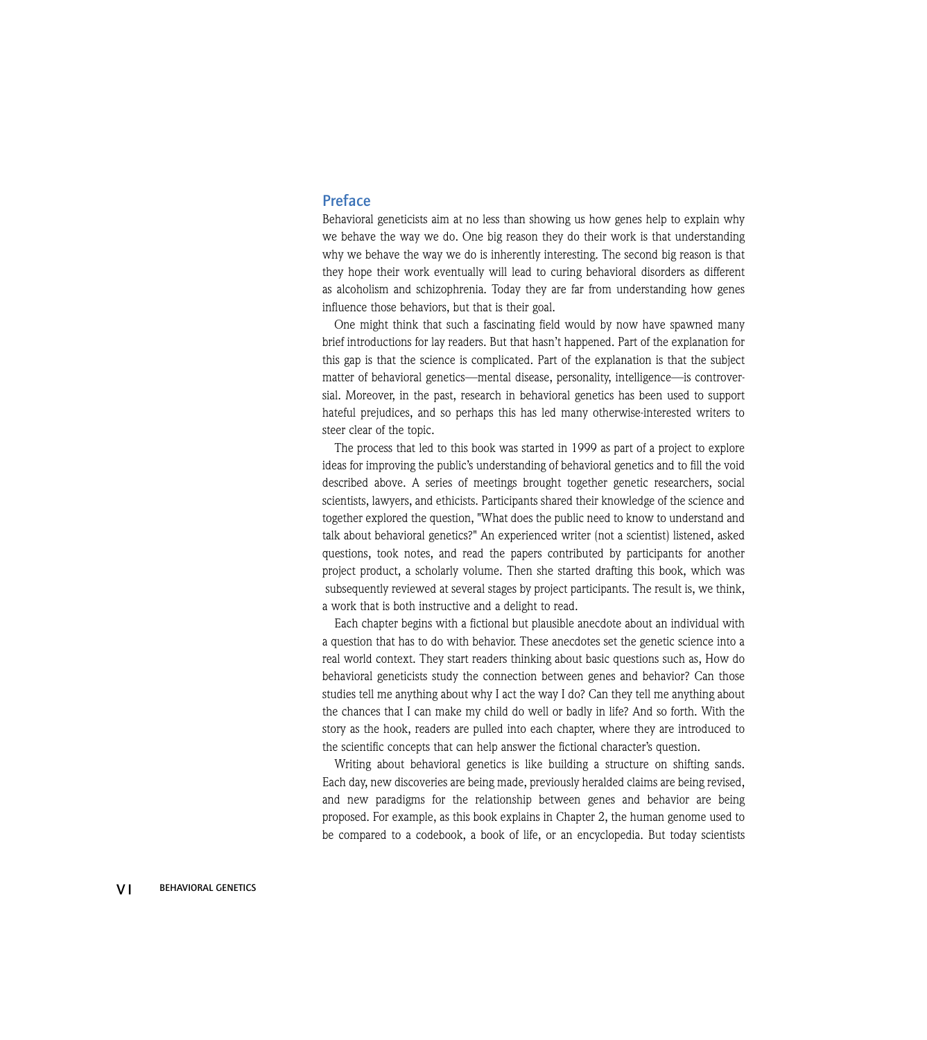## Preface

Behavioral geneticists aim at no less than showing us how genes help to explain why we behave the way we do. One big reason they do their work is that understanding why we behave the way we do is inherently interesting. The second big reason is that they hope their work eventually will lead to curing behavioral disorders as different as alcoholism and schizophrenia. Today they are far from understanding how genes influence those behaviors, but that is their goal.

One might think that such a fascinating field would by now have spawned many brief introductions for lay readers. But that hasn't happened. Part of the explanation for this gap is that the science is complicated. Part of the explanation is that the subject matter of behavioral genetics—mental disease, personality, intelligence—is controversial. Moreover, in the past, research in behavioral genetics has been used to support hateful prejudices, and so perhaps this has led many otherwise-interested writers to steer clear of the topic.

The process that led to this book was started in 1999 as part of a project to explore ideas for improving the public's understanding of behavioral genetics and to fill the void described above. A series of meetings brought together genetic researchers, social scientists, lawyers, and ethicists. Participants shared their knowledge of the science and together explored the question, "What does the public need to know to understand and talk about behavioral genetics?" An experienced writer (not a scientist) listened, asked questions, took notes, and read the papers contributed by participants for another project product, a scholarly volume. Then she started drafting this book, which was subsequently reviewed at several stages by project participants. The result is, we think, a work that is both instructive and a delight to read.

Each chapter begins with a fictional but plausible anecdote about an individual with a question that has to do with behavior. These anecdotes set the genetic science into a real world context. They start readers thinking about basic questions such as, How do behavioral geneticists study the connection between genes and behavior? Can those studies tell me anything about why I act the way I do? Can they tell me anything about the chances that I can make my child do well or badly in life? And so forth. With the story as the hook, readers are pulled into each chapter, where they are introduced to the scientific concepts that can help answer the fictional character's question.

Writing about behavioral genetics is like building a structure on shifting sands. Each day, new discoveries are being made, previously heralded claims are being revised, and new paradigms for the relationship between genes and behavior are being proposed. For example, as this book explains in Chapter 2, the human genome used to be compared to a codebook, a book of life, or an encyclopedia. But today scientists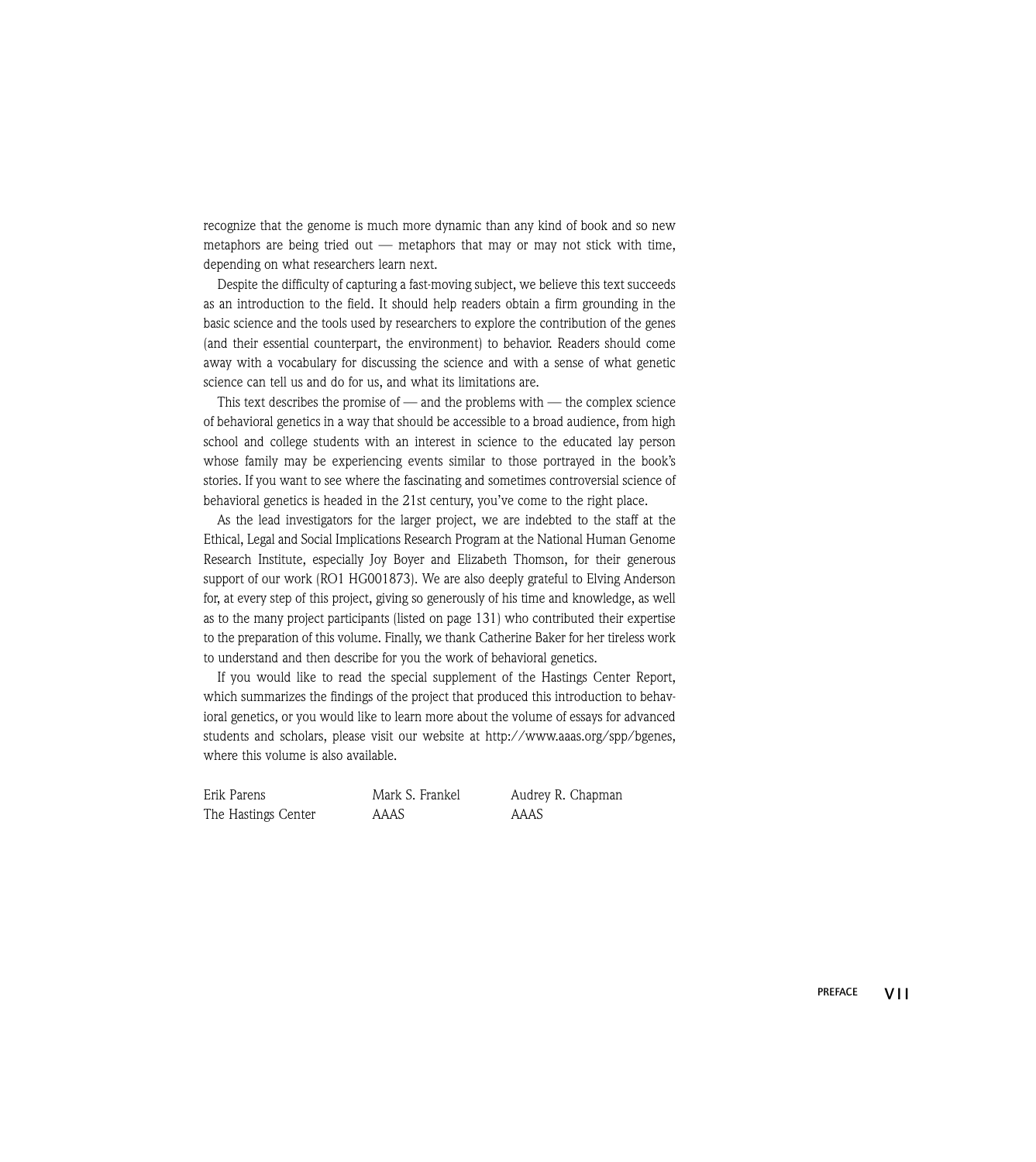recognize that the genome is much more dynamic than any kind of book and so new metaphors are being tried out — metaphors that may or may not stick with time, depending on what researchers learn next.

Despite the difficulty of capturing a fast-moving subject, we believe this text succeeds as an introduction to the field. It should help readers obtain a firm grounding in the basic science and the tools used by researchers to explore the contribution of the genes (and their essential counterpart, the environment) to behavior. Readers should come away with a vocabulary for discussing the science and with a sense of what genetic science can tell us and do for us, and what its limitations are.

This text describes the promise of — and the problems with — the complex science of behavioral genetics in a way that should be accessible to a broad audience, from high school and college students with an interest in science to the educated lay person whose family may be experiencing events similar to those portrayed in the book's stories. If you want to see where the fascinating and sometimes controversial science of behavioral genetics is headed in the 21st century, you've come to the right place.

As the lead investigators for the larger project, we are indebted to the staff at the Ethical, Legal and Social Implications Research Program at the National Human Genome Research Institute, especially Joy Boyer and Elizabeth Thomson, for their generous support of our work (RO1 HG001873). We are also deeply grateful to Elving Anderson for, at every step of this project, giving so generously of his time and knowledge, as well as to the many project participants (listed on page 131) who contributed their expertise to the preparation of this volume. Finally, we thank Catherine Baker for her tireless work to understand and then describe for you the work of behavioral genetics.

If you would like to read the special supplement of the Hastings Center Report, which summarizes the findings of the project that produced this introduction to behavioral genetics, or you would like to learn more about the volume of essays for advanced students and scholars, please visit our website at http://www.aaas.org/spp/bgenes, where this volume is also available.

| Erik Parens | Mark S. Frankel | Audrey R. Chapman |
|---|---|---|
| The Hastings Center | AAAS | AAAS |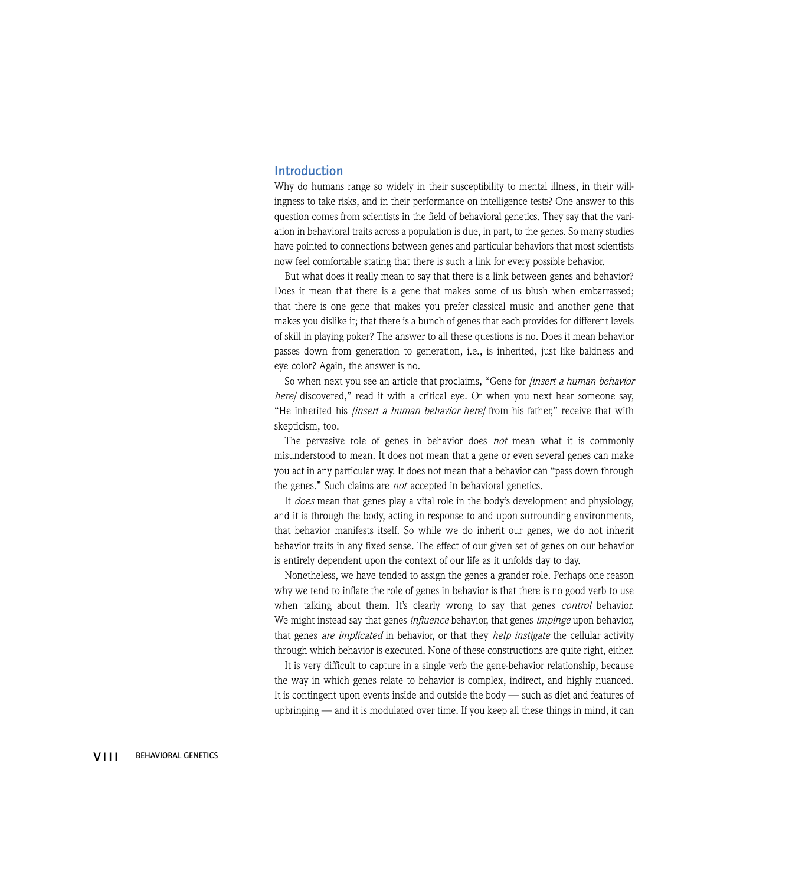## Introduction

Why do humans range so widely in their susceptibility to mental illness, in their willingness to take risks, and in their performance on intelligence tests? One answer to this question comes from scientists in the field of behavioral genetics. They say that the variation in behavioral traits across a population is due, in part, to the genes. So many studies have pointed to connections between genes and particular behaviors that most scientists now feel comfortable stating that there is such a link for every possible behavior.

But what does it really mean to say that there is a link between genes and behavior? Does it mean that there is a gene that makes some of us blush when embarrassed; that there is one gene that makes you prefer classical music and another gene that makes you dislike it; that there is a bunch of genes that each provides for different levels of skill in playing poker? The answer to all these questions is no. Does it mean behavior passes down from generation to generation, i.e., is inherited, just like baldness and eye color? Again, the answer is no.

So when next you see an article that proclaims, "Gene for *[insert a human behavior here]* discovered," read it with a critical eye. Or when you next hear someone say, "He inherited his *[insert a human behavior here]* from his father," receive that with skepticism, too.

The pervasive role of genes in behavior does *not* mean what it is commonly misunderstood to mean. It does not mean that a gene or even several genes can make you act in any particular way. It does not mean that a behavior can "pass down through the genes." Such claims are *not* accepted in behavioral genetics.

It *does* mean that genes play a vital role in the body's development and physiology, and it is through the body, acting in response to and upon surrounding environments, that behavior manifests itself. So while we do inherit our genes, we do not inherit behavior traits in any fixed sense. The effect of our given set of genes on our behavior is entirely dependent upon the context of our life as it unfolds day to day.

Nonetheless, we have tended to assign the genes a grander role. Perhaps one reason why we tend to inflate the role of genes in behavior is that there is no good verb to use when talking about them. It's clearly wrong to say that genes *control* behavior. We might instead say that genes *influence* behavior, that genes *impinge* upon behavior, that genes *are implicated* in behavior, or that they *help instigate* the cellular activity through which behavior is executed. None of these constructions are quite right, either.

It is very difficult to capture in a single verb the gene-behavior relationship, because the way in which genes relate to behavior is complex, indirect, and highly nuanced. It is contingent upon events inside and outside the body — such as diet and features of upbringing — and it is modulated over time. If you keep all these things in mind, it can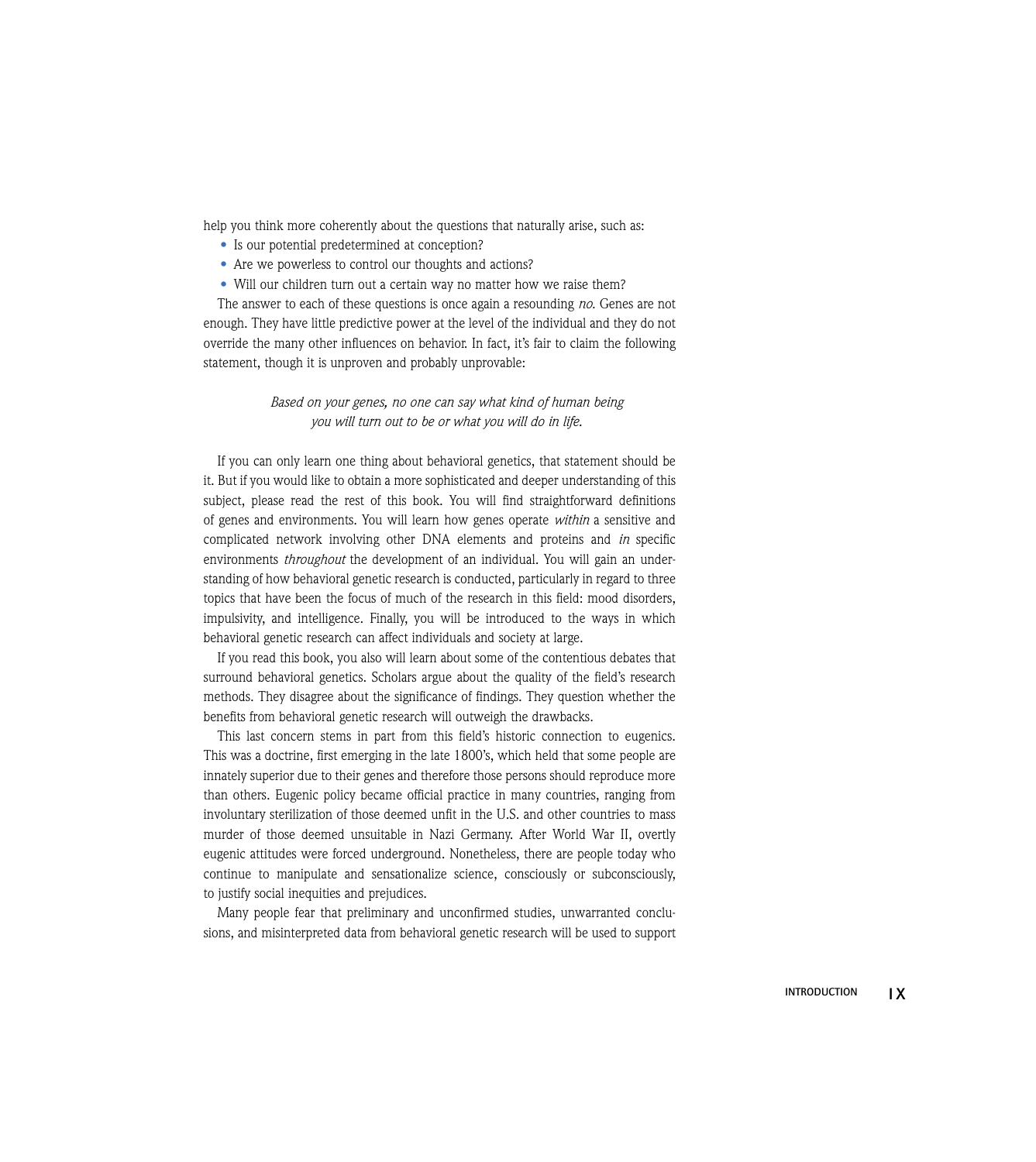help you think more coherently about the questions that naturally arise, such as:

- Is our potential predetermined at conception?
- Are we powerless to control our thoughts and actions?
- Will our children turn out a certain way no matter how we raise them?

The answer to each of these questions is once again a resounding *no*. Genes are not enough. They have little predictive power at the level of the individual and they do not override the many other influences on behavior. In fact, it's fair to claim the following statement, though it is unproven and probably unprovable:

*Based on your genes, no one can say what kind of human being you will turn out to be or what you will do in life.*

If you can only learn one thing about behavioral genetics, that statement should be it. But if you would like to obtain a more sophisticated and deeper understanding of this subject, please read the rest of this book. You will find straightforward definitions of genes and environments. You will learn how genes operate *within* a sensitive and complicated network involving other DNA elements and proteins and *in* specific environments *throughout* the development of an individual. You will gain an understanding of how behavioral genetic research is conducted, particularly in regard to three topics that have been the focus of much of the research in this field: mood disorders, impulsivity, and intelligence. Finally, you will be introduced to the ways in which behavioral genetic research can affect individuals and society at large.

If you read this book, you also will learn about some of the contentious debates that surround behavioral genetics. Scholars argue about the quality of the field's research methods. They disagree about the significance of findings. They question whether the benefits from behavioral genetic research will outweigh the drawbacks.

This last concern stems in part from this field's historic connection to eugenics. This was a doctrine, first emerging in the late 1800's, which held that some people are innately superior due to their genes and therefore those persons should reproduce more than others. Eugenic policy became official practice in many countries, ranging from involuntary sterilization of those deemed unfit in the U.S. and other countries to mass murder of those deemed unsuitable in Nazi Germany. After World War II, overtly eugenic attitudes were forced underground. Nonetheless, there are people today who continue to manipulate and sensationalize science, consciously or subconsciously, to justify social inequities and prejudices.

Many people fear that preliminary and unconfirmed studies, unwarranted conclusions, and misinterpreted data from behavioral genetic research will be used to support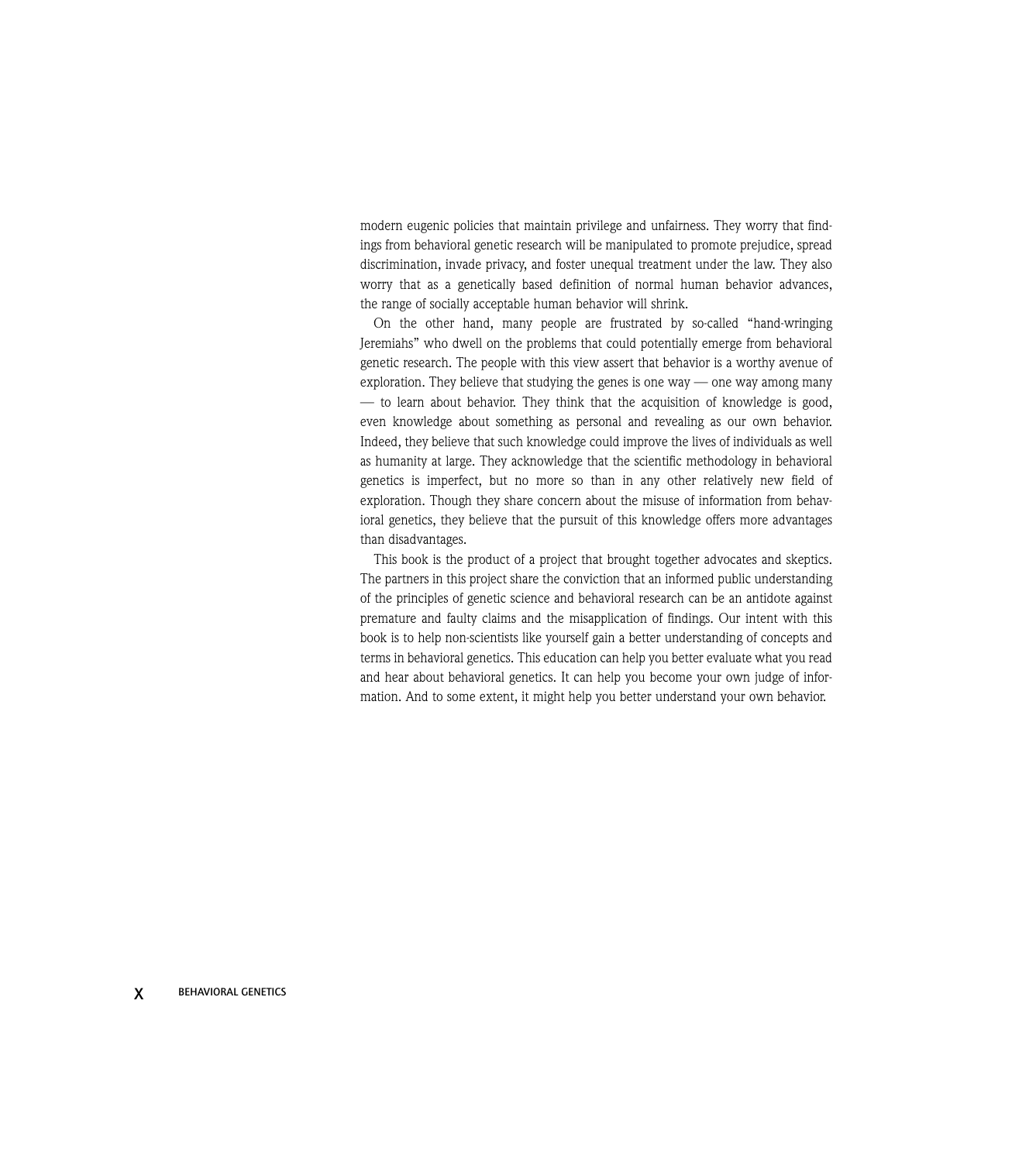modern eugenic policies that maintain privilege and unfairness. They worry that findings from behavioral genetic research will be manipulated to promote prejudice, spread discrimination, invade privacy, and foster unequal treatment under the law. They also worry that as a genetically based definition of normal human behavior advances, the range of socially acceptable human behavior will shrink.

On the other hand, many people are frustrated by so-called "hand-wringing Jeremiahs" who dwell on the problems that could potentially emerge from behavioral genetic research. The people with this view assert that behavior is a worthy avenue of exploration. They believe that studying the genes is one way — one way among many — to learn about behavior. They think that the acquisition of knowledge is good, even knowledge about something as personal and revealing as our own behavior. Indeed, they believe that such knowledge could improve the lives of individuals as well as humanity at large. They acknowledge that the scientific methodology in behavioral genetics is imperfect, but no more so than in any other relatively new field of exploration. Though they share concern about the misuse of information from behavioral genetics, they believe that the pursuit of this knowledge offers more advantages than disadvantages.

This book is the product of a project that brought together advocates and skeptics. The partners in this project share the conviction that an informed public understanding of the principles of genetic science and behavioral research can be an antidote against premature and faulty claims and the misapplication of findings. Our intent with this book is to help non-scientists like yourself gain a better understanding of concepts and terms in behavioral genetics. This education can help you better evaluate what you read and hear about behavioral genetics. It can help you become your own judge of information. And to some extent, it might help you better understand your own behavior.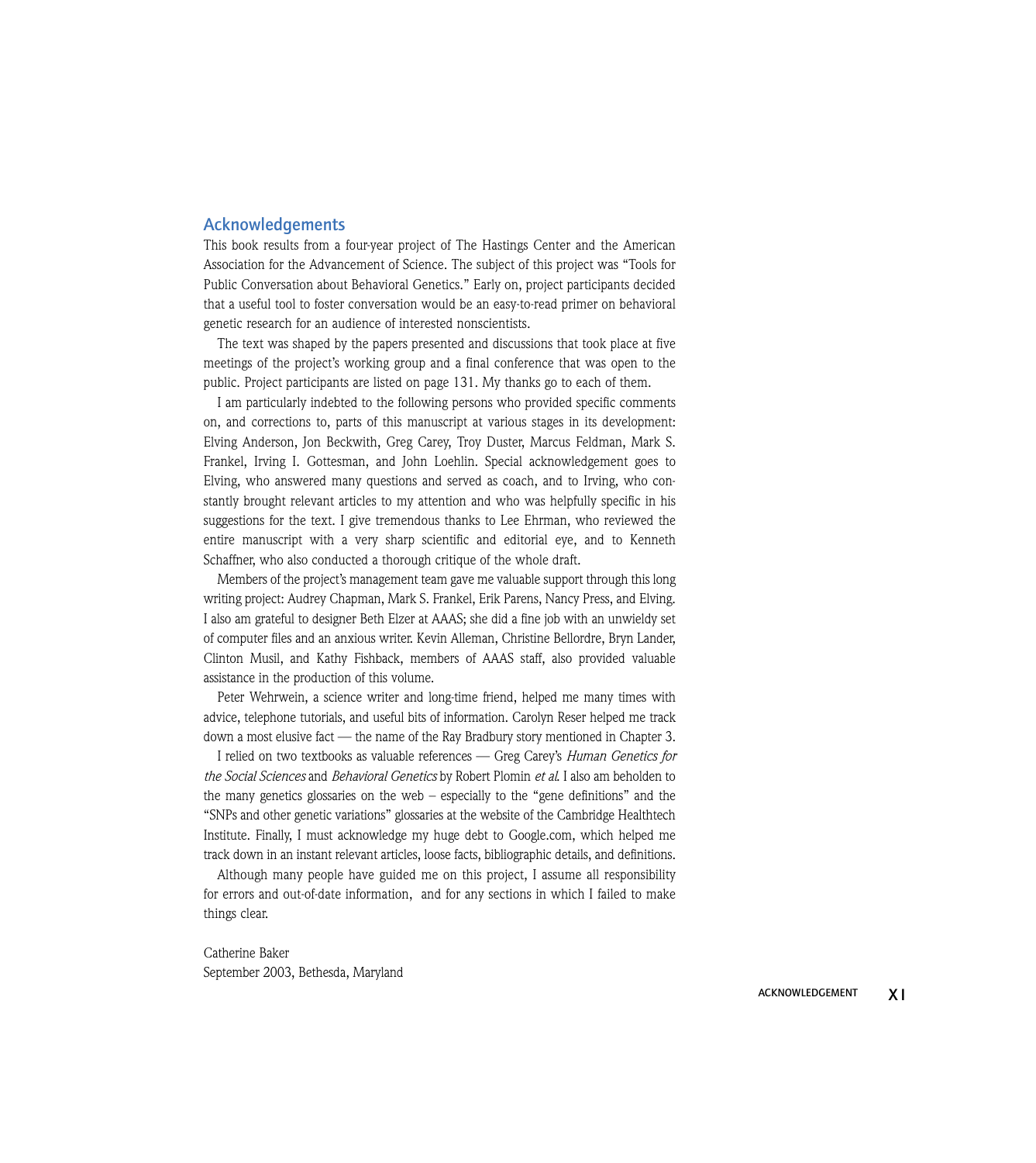## Acknowledgements

This book results from a four-year project of The Hastings Center and the American Association for the Advancement of Science. The subject of this project was "Tools for Public Conversation about Behavioral Genetics." Early on, project participants decided that a useful tool to foster conversation would be an easy-to-read primer on behavioral genetic research for an audience of interested nonscientists.

The text was shaped by the papers presented and discussions that took place at five meetings of the project's working group and a final conference that was open to the public. Project participants are listed on page 131. My thanks go to each of them.

I am particularly indebted to the following persons who provided specific comments on, and corrections to, parts of this manuscript at various stages in its development: Elving Anderson, Jon Beckwith, Greg Carey, Troy Duster, Marcus Feldman, Mark S. Frankel, Irving I. Gottesman, and John Loehlin. Special acknowledgement goes to Elving, who answered many questions and served as coach, and to Irving, who constantly brought relevant articles to my attention and who was helpfully specific in his suggestions for the text. I give tremendous thanks to Lee Ehrman, who reviewed the entire manuscript with a very sharp scientific and editorial eye, and to Kenneth Schaffner, who also conducted a thorough critique of the whole draft.

Members of the project's management team gave me valuable support through this long writing project: Audrey Chapman, Mark S. Frankel, Erik Parens, Nancy Press, and Elving. I also am grateful to designer Beth Elzer at AAAS; she did a fine job with an unwieldy set of computer files and an anxious writer. Kevin Alleman, Christine Bellordre, Bryn Lander, Clinton Musil, and Kathy Fishback, members of AAAS staff, also provided valuable assistance in the production of this volume.

Peter Wehrwein, a science writer and long-time friend, helped me many times with advice, telephone tutorials, and useful bits of information. Carolyn Reser helped me track down a most elusive fact — the name of the Ray Bradbury story mentioned in Chapter 3.

I relied on two textbooks as valuable references — Greg Carey's *Human Genetics for the Social Sciences* and *Behavioral Genetics* by Robert Plomin *et al.* I also am beholden to the many genetics glossaries on the web – especially to the "gene definitions" and the "SNPs and other genetic variations" glossaries at the website of the Cambridge Healthtech Institute. Finally, I must acknowledge my huge debt to Google.com, which helped me track down in an instant relevant articles, loose facts, bibliographic details, and definitions.

Although many people have guided me on this project, I assume all responsibility for errors and out-of-date information, and for any sections in which I failed to make things clear.

Catherine Baker
September 2003, Bethesda, Maryland